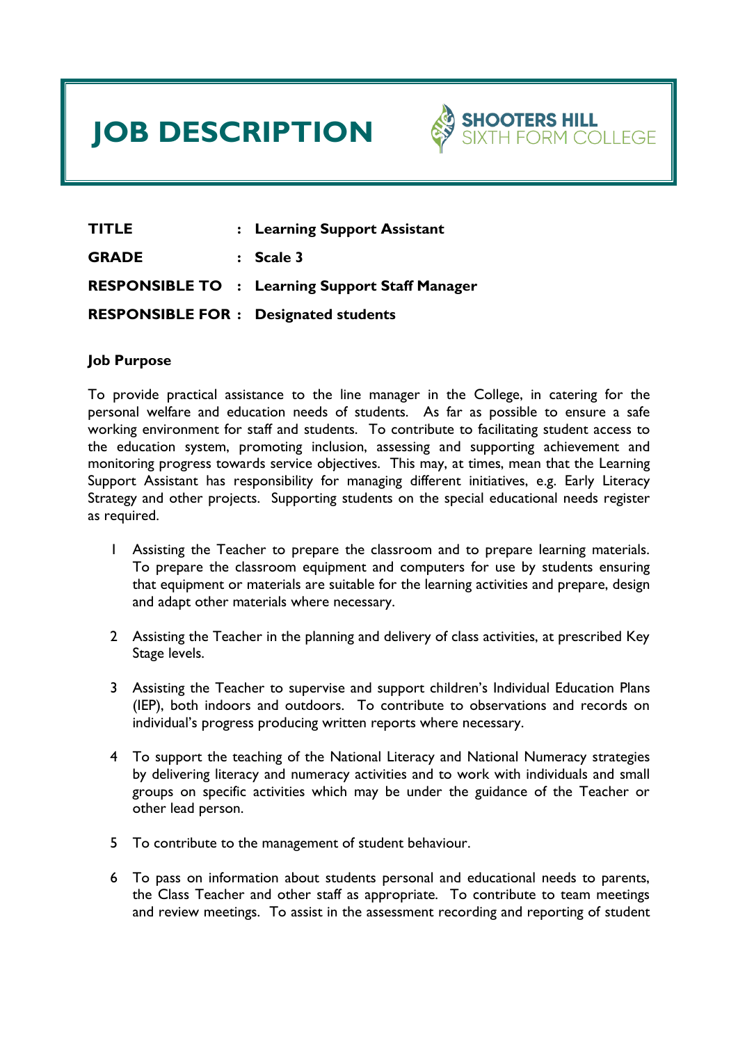# JOB DESCRIPTION

SHOOTERS HILL SIXTH FORM COLLEGE

| | | |
|---|---|---|
| **TITLE** | : | **Learning Support Assistant** |
| **GRADE** | : | **Scale 3** |
| **RESPONSIBLE TO** | : | **Learning Support Staff Manager** |
| **RESPONSIBLE FOR** | : | **Designated students** |

### Job Purpose

To provide practical assistance to the line manager in the College, in catering for the personal welfare and education needs of students. As far as possible to ensure a safe working environment for staff and students. To contribute to facilitating student access to the education system, promoting inclusion, assessing and supporting achievement and monitoring progress towards service objectives. This may, at times, mean that the Learning Support Assistant has responsibility for managing different initiatives, e.g. Early Literacy Strategy and other projects. Supporting students on the special educational needs register as required.

1. Assisting the Teacher to prepare the classroom and to prepare learning materials. To prepare the classroom equipment and computers for use by students ensuring that equipment or materials are suitable for the learning activities and prepare, design and adapt other materials where necessary.

2. Assisting the Teacher in the planning and delivery of class activities, at prescribed Key Stage levels.

3. Assisting the Teacher to supervise and support children's Individual Education Plans (IEP), both indoors and outdoors. To contribute to observations and records on individual's progress producing written reports where necessary.

4. To support the teaching of the National Literacy and National Numeracy strategies by delivering literacy and numeracy activities and to work with individuals and small groups on specific activities which may be under the guidance of the Teacher or other lead person.

5. To contribute to the management of student behaviour.

6. To pass on information about students personal and educational needs to parents, the Class Teacher and other staff as appropriate. To contribute to team meetings and review meetings. To assist in the assessment recording and reporting of student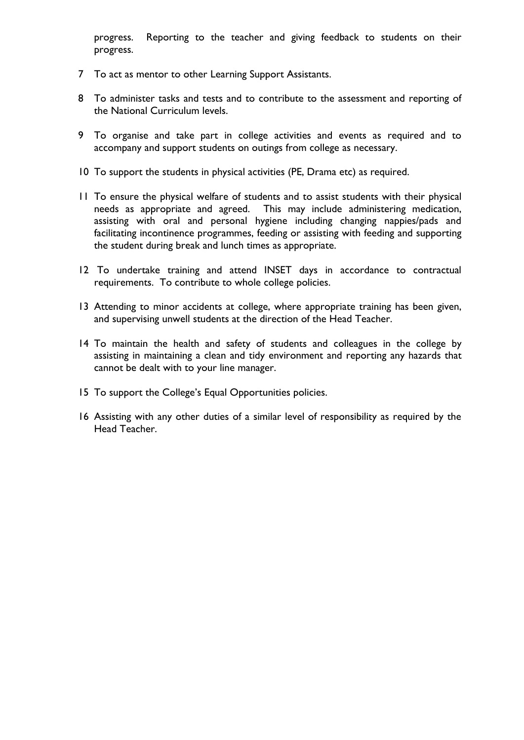progress. Reporting to the teacher and giving feedback to students on their progress.

7. To act as mentor to other Learning Support Assistants.

8. To administer tasks and tests and to contribute to the assessment and reporting of the National Curriculum levels.

9. To organise and take part in college activities and events as required and to accompany and support students on outings from college as necessary.

10. To support the students in physical activities (PE, Drama etc) as required.

11. To ensure the physical welfare of students and to assist students with their physical needs as appropriate and agreed. This may include administering medication, assisting with oral and personal hygiene including changing nappies/pads and facilitating incontinence programmes, feeding or assisting with feeding and supporting the student during break and lunch times as appropriate.

12. To undertake training and attend INSET days in accordance to contractual requirements. To contribute to whole college policies.

13. Attending to minor accidents at college, where appropriate training has been given, and supervising unwell students at the direction of the Head Teacher.

14. To maintain the health and safety of students and colleagues in the college by assisting in maintaining a clean and tidy environment and reporting any hazards that cannot be dealt with to your line manager.

15. To support the College's Equal Opportunities policies.

16. Assisting with any other duties of a similar level of responsibility as required by the Head Teacher.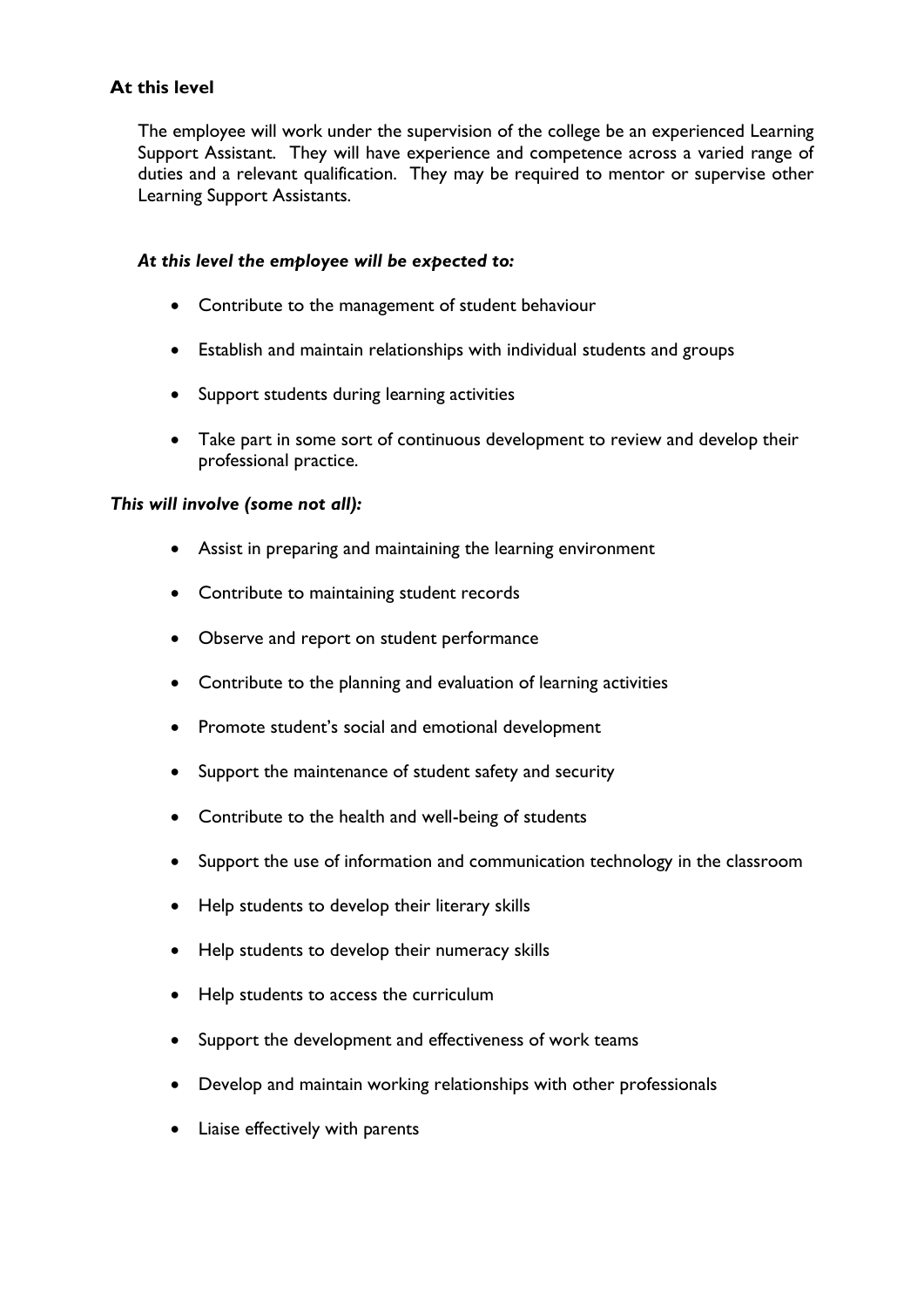## At this level

The employee will work under the supervision of the college be an experienced Learning Support Assistant. They will have experience and competence across a varied range of duties and a relevant qualification. They may be required to mentor or supervise other Learning Support Assistants.

***At this level the employee will be expected to:***

- Contribute to the management of student behaviour
- Establish and maintain relationships with individual students and groups
- Support students during learning activities
- Take part in some sort of continuous development to review and develop their professional practice.

***This will involve (some not all):***

- Assist in preparing and maintaining the learning environment
- Contribute to maintaining student records
- Observe and report on student performance
- Contribute to the planning and evaluation of learning activities
- Promote student's social and emotional development
- Support the maintenance of student safety and security
- Contribute to the health and well-being of students
- Support the use of information and communication technology in the classroom
- Help students to develop their literary skills
- Help students to develop their numeracy skills
- Help students to access the curriculum
- Support the development and effectiveness of work teams
- Develop and maintain working relationships with other professionals
- Liaise effectively with parents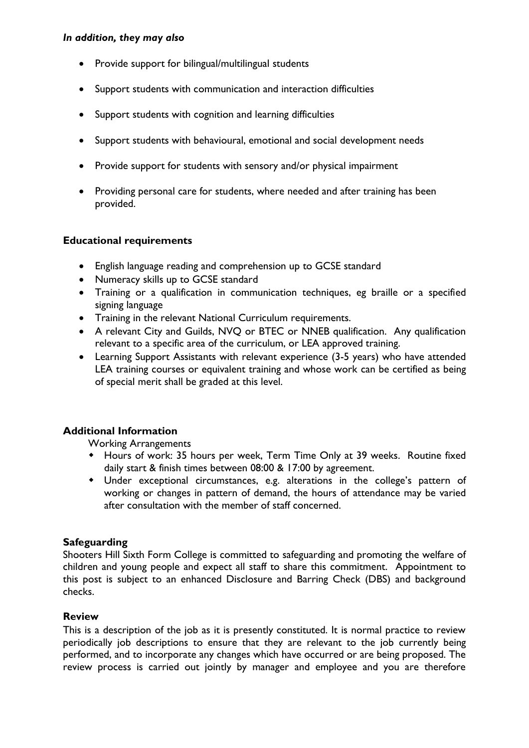***In addition, they may also***

- Provide support for bilingual/multilingual students
- Support students with communication and interaction difficulties
- Support students with cognition and learning difficulties
- Support students with behavioural, emotional and social development needs
- Provide support for students with sensory and/or physical impairment
- Providing personal care for students, where needed and after training has been provided.

**Educational requirements**

- English language reading and comprehension up to GCSE standard
- Numeracy skills up to GCSE standard
- Training or a qualification in communication techniques, eg braille or a specified signing language
- Training in the relevant National Curriculum requirements.
- A relevant City and Guilds, NVQ or BTEC or NNEB qualification. Any qualification relevant to a specific area of the curriculum, or LEA approved training.
- Learning Support Assistants with relevant experience (3-5 years) who have attended LEA training courses or equivalent training and whose work can be certified as being of special merit shall be graded at this level.

**Additional Information**

Working Arrangements

- Hours of work: 35 hours per week, Term Time Only at 39 weeks. Routine fixed daily start & finish times between 08:00 & 17:00 by agreement.
- Under exceptional circumstances, e.g. alterations in the college's pattern of working or changes in pattern of demand, the hours of attendance may be varied after consultation with the member of staff concerned.

**Safeguarding**

Shooters Hill Sixth Form College is committed to safeguarding and promoting the welfare of children and young people and expect all staff to share this commitment. Appointment to this post is subject to an enhanced Disclosure and Barring Check (DBS) and background checks.

**Review**

This is a description of the job as it is presently constituted. It is normal practice to review periodically job descriptions to ensure that they are relevant to the job currently being performed, and to incorporate any changes which have occurred or are being proposed. The review process is carried out jointly by manager and employee and you are therefore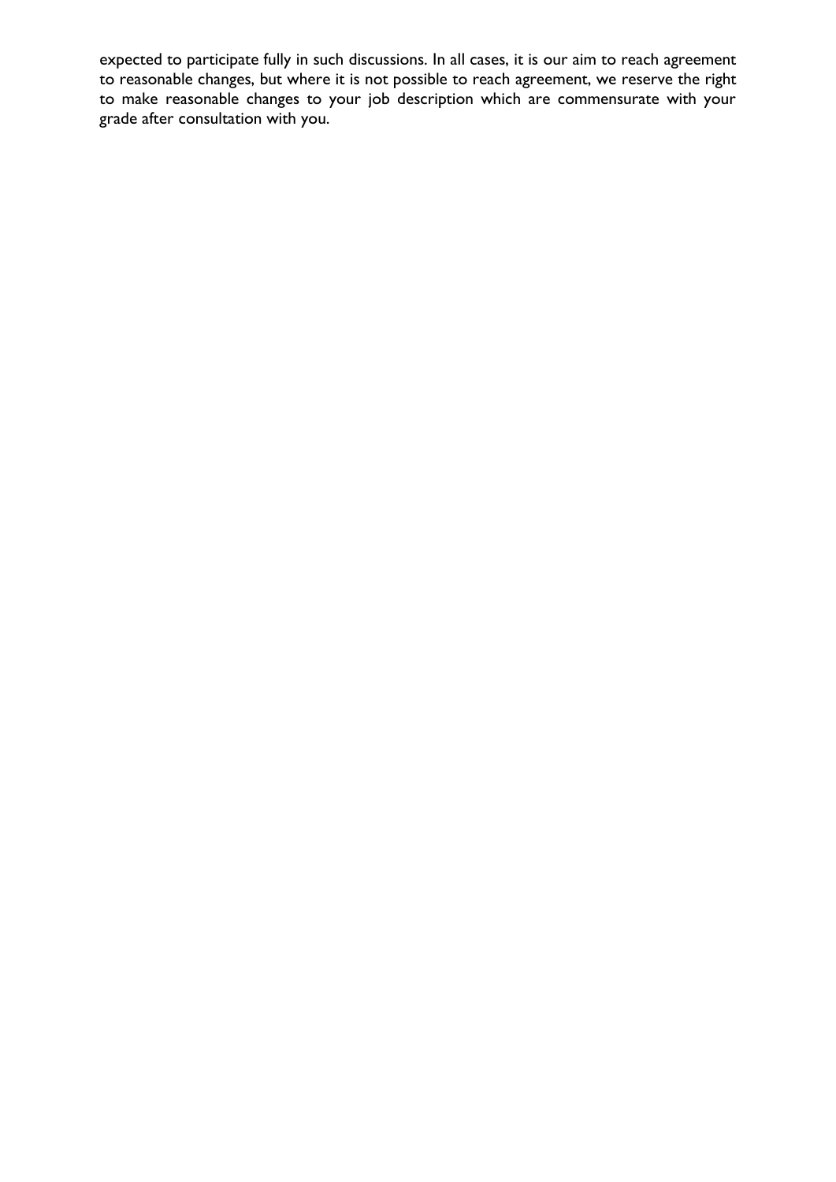expected to participate fully in such discussions. In all cases, it is our aim to reach agreement to reasonable changes, but where it is not possible to reach agreement, we reserve the right to make reasonable changes to your job description which are commensurate with your grade after consultation with you.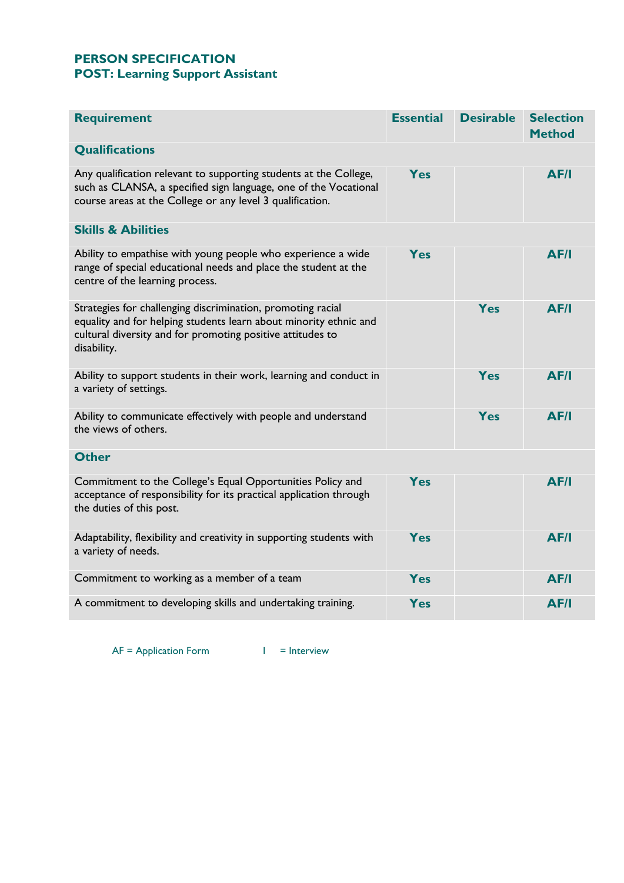## PERSON SPECIFICATION
## POST: Learning Support Assistant

| Requirement | Essential | Desirable | Selection Method |
|---|---|---|---|
| **Qualifications** | | | |
| Any qualification relevant to supporting students at the College, such as CLANSA, a specified sign language, one of the Vocational course areas at the College or any level 3 qualification. | Yes | | AF/I |
| **Skills & Abilities** | | | |
| Ability to empathise with young people who experience a wide range of special educational needs and place the student at the centre of the learning process. | Yes | | AF/I |
| Strategies for challenging discrimination, promoting racial equality and for helping students learn about minority ethnic and cultural diversity and for promoting positive attitudes to disability. | | Yes | AF/I |
| Ability to support students in their work, learning and conduct in a variety of settings. | | Yes | AF/I |
| Ability to communicate effectively with people and understand the views of others. | | Yes | AF/I |
| **Other** | | | |
| Commitment to the College's Equal Opportunities Policy and acceptance of responsibility for its practical application through the duties of this post. | Yes | | AF/I |
| Adaptability, flexibility and creativity in supporting students with a variety of needs. | Yes | | AF/I |
| Commitment to working as a member of a team | Yes | | AF/I |
| A commitment to developing skills and undertaking training. | Yes | | AF/I |

AF = Application Form    I = Interview